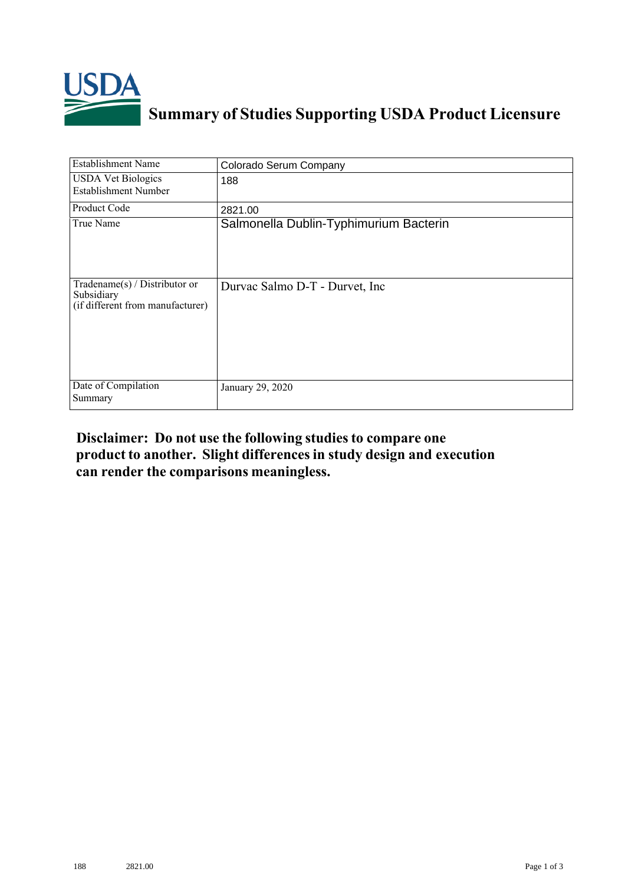# Summary of Studies Supporting USDA Product Licensure

| | |
|---|---|
| Establishment Name | Colorado Serum Company |
| USDA Vet Biologics Establishment Number | 188 |
| Product Code | 2821.00 |
| True Name | Salmonella Dublin-Typhimurium Bacterin |
| Tradename(s) / Distributor or Subsidiary (if different from manufacturer) | Durvac Salmo D-T - Durvet, Inc |
| Date of Compilation Summary | January 29, 2020 |

**Disclaimer: Do not use the following studies to compare one product to another. Slight differences in study design and execution can render the comparisons meaningless.**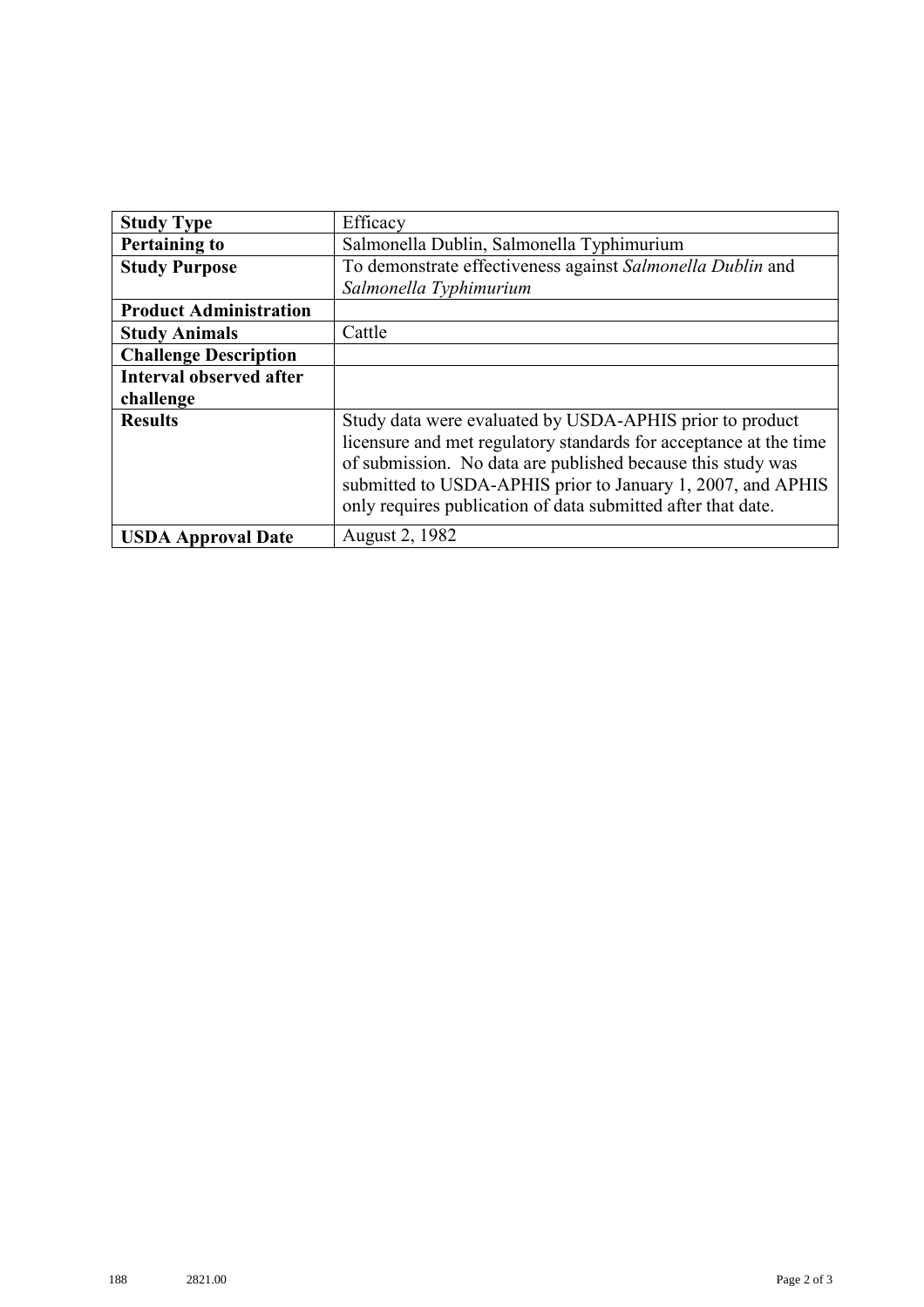| **Study Type** | Efficacy |
|---|---|
| **Pertaining to** | Salmonella Dublin, Salmonella Typhimurium |
| **Study Purpose** | To demonstrate effectiveness against *Salmonella Dublin* and *Salmonella Typhimurium* |
| **Product Administration** | |
| **Study Animals** | Cattle |
| **Challenge Description** | |
| **Interval observed after challenge** | |
| **Results** | Study data were evaluated by USDA-APHIS prior to product licensure and met regulatory standards for acceptance at the time of submission. No data are published because this study was submitted to USDA-APHIS prior to January 1, 2007, and APHIS only requires publication of data submitted after that date. |
| **USDA Approval Date** | August 2, 1982 |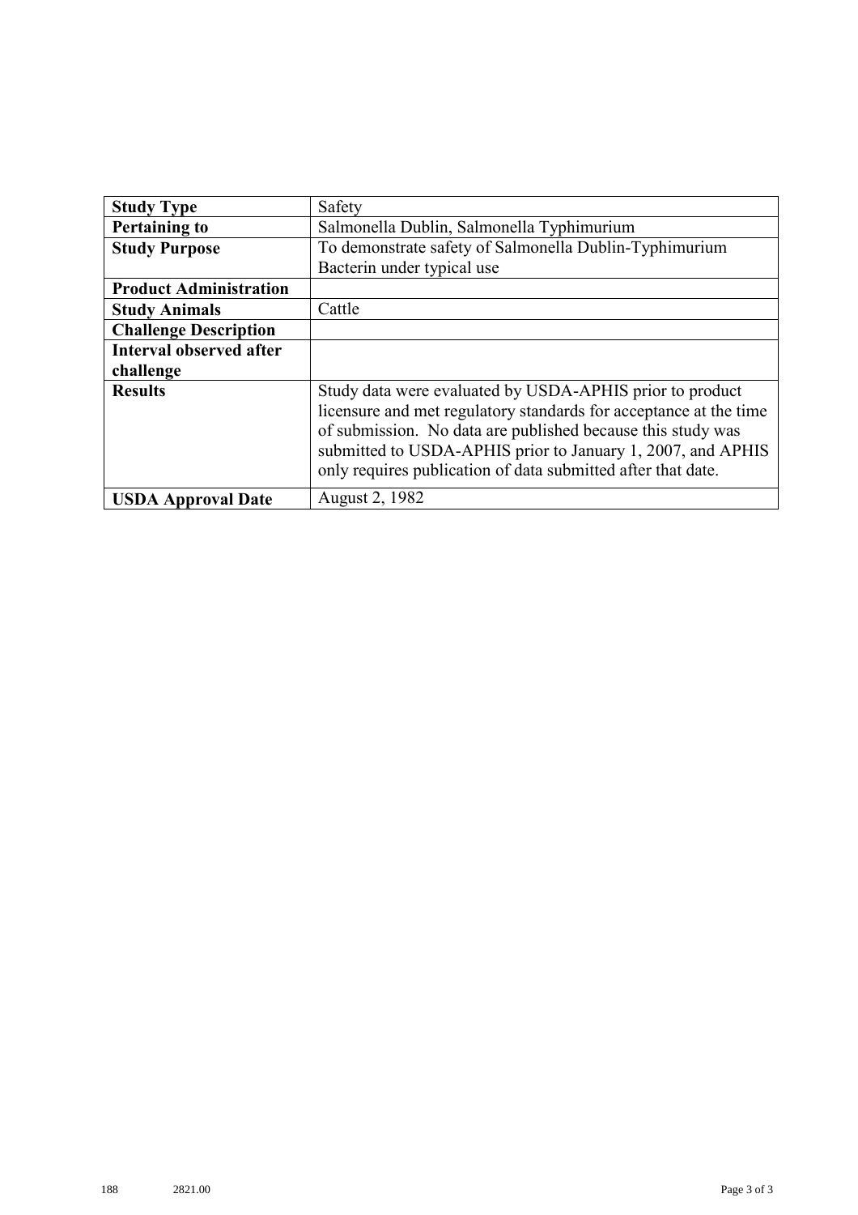| | |
|---|---|
| **Study Type** | Safety |
| **Pertaining to** | Salmonella Dublin, Salmonella Typhimurium |
| **Study Purpose** | To demonstrate safety of Salmonella Dublin-Typhimurium Bacterin under typical use |
| **Product Administration** | |
| **Study Animals** | Cattle |
| **Challenge Description** | |
| **Interval observed after challenge** | |
| **Results** | Study data were evaluated by USDA-APHIS prior to product licensure and met regulatory standards for acceptance at the time of submission. No data are published because this study was submitted to USDA-APHIS prior to January 1, 2007, and APHIS only requires publication of data submitted after that date. |
| **USDA Approval Date** | August 2, 1982 |

188 2821.00